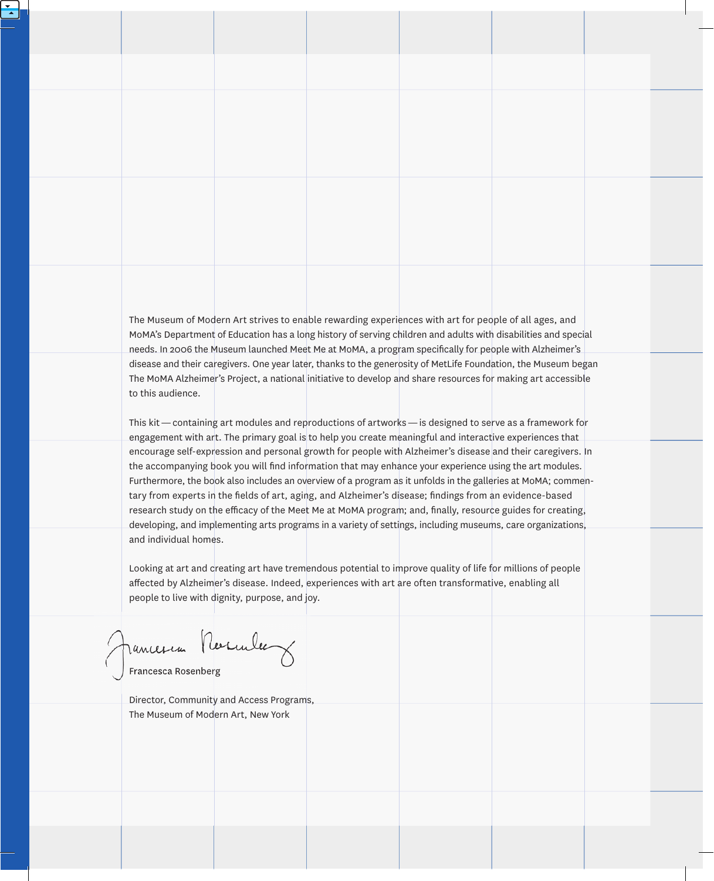The Museum of Modern Art strives to enable rewarding experiences with art for people of all ages, and MoMA's Department of Education has a long history of serving children and adults with disabilities and special needs. In 2006 the Museum launched Meet Me at MoMA, a program specifically for people with Alzheimer's disease and their caregivers. One year later, thanks to the generosity of MetLife Foundation, the Museum began The MoMA Alzheimer's Project, a national initiative to develop and share resources for making art accessible to this audience.

This kit — containing art modules and reproductions of artworks — is designed to serve as a framework for engagement with art. The primary goal is to help you create meaningful and interactive experiences that encourage self-expression and personal growth for people with Alzheimer's disease and their caregivers. In the accompanying book you will find information that may enhance your experience using the art modules. Furthermore, the book also includes an overview of a program as it unfolds in the galleries at MoMA; commentary from experts in the fields of art, aging, and Alzheimer's disease; findings from an evidence-based research study on the efficacy of the Meet Me at MoMA program; and, finally, resource guides for creating, developing, and implementing arts programs in a variety of settings, including museums, care organizations, and individual homes.

Looking at art and creating art have tremendous potential to improve quality of life for millions of people affected by Alzheimer's disease. Indeed, experiences with art are often transformative, enabling all people to live with dignity, purpose, and joy.

Francesca Rosenberg

Director, Community and Access Programs,
The Museum of Modern Art, New York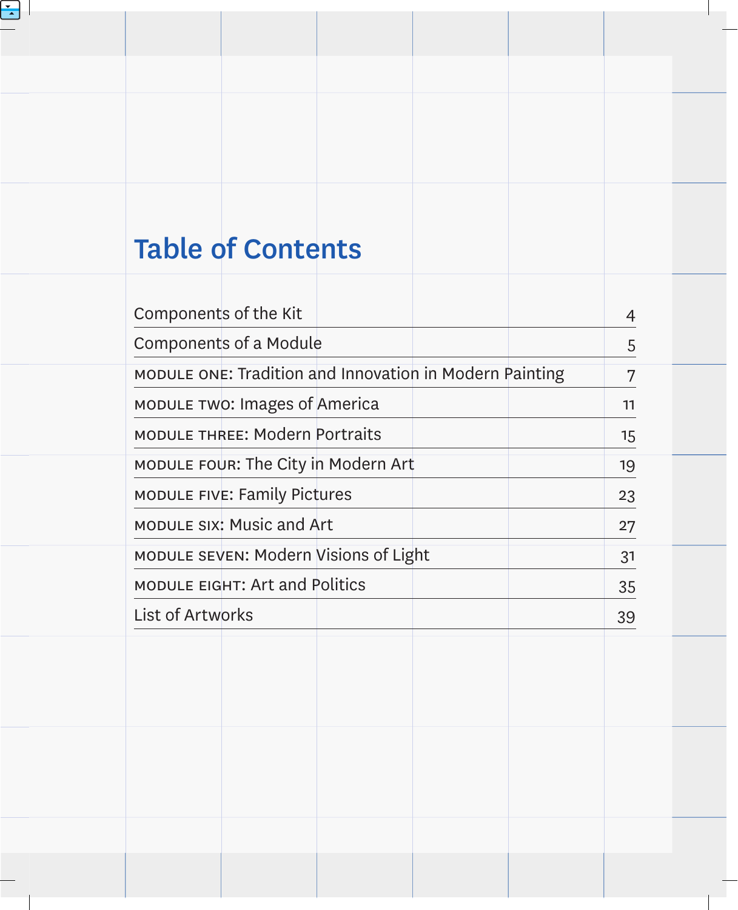# Table of Contents

| | |
|---|---|
| Components of the Kit | 4 |
| Components of a Module | 5 |
| MODULE ONE: Tradition and Innovation in Modern Painting | 7 |
| MODULE TWO: Images of America | 11 |
| MODULE THREE: Modern Portraits | 15 |
| MODULE FOUR: The City in Modern Art | 19 |
| MODULE FIVE: Family Pictures | 23 |
| MODULE SIX: Music and Art | 27 |
| MODULE SEVEN: Modern Visions of Light | 31 |
| MODULE EIGHT: Art and Politics | 35 |
| List of Artworks | 39 |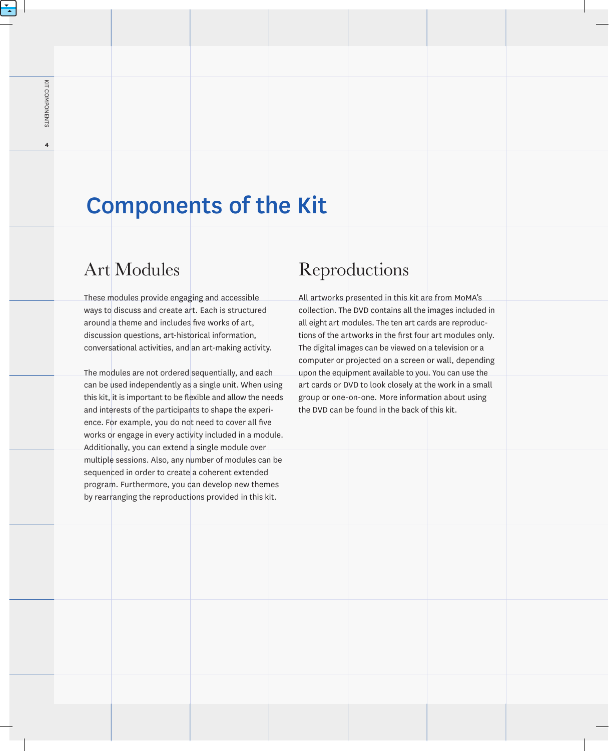# Components of the Kit

## Art Modules

These modules provide engaging and accessible ways to discuss and create art. Each is structured around a theme and includes five works of art, discussion questions, art-historical information, conversational activities, and an art-making activity.

The modules are not ordered sequentially, and each can be used independently as a single unit. When using this kit, it is important to be flexible and allow the needs and interests of the participants to shape the experience. For example, you do not need to cover all five works or engage in every activity included in a module. Additionally, you can extend a single module over multiple sessions. Also, any number of modules can be sequenced in order to create a coherent extended program. Furthermore, you can develop new themes by rearranging the reproductions provided in this kit.

## Reproductions

All artworks presented in this kit are from MoMA's collection. The DVD contains all the images included in all eight art modules. The ten art cards are reproductions of the artworks in the first four art modules only. The digital images can be viewed on a television or a computer or projected on a screen or wall, depending upon the equipment available to you. You can use the art cards or DVD to look closely at the work in a small group or one-on-one. More information about using the DVD can be found in the back of this kit.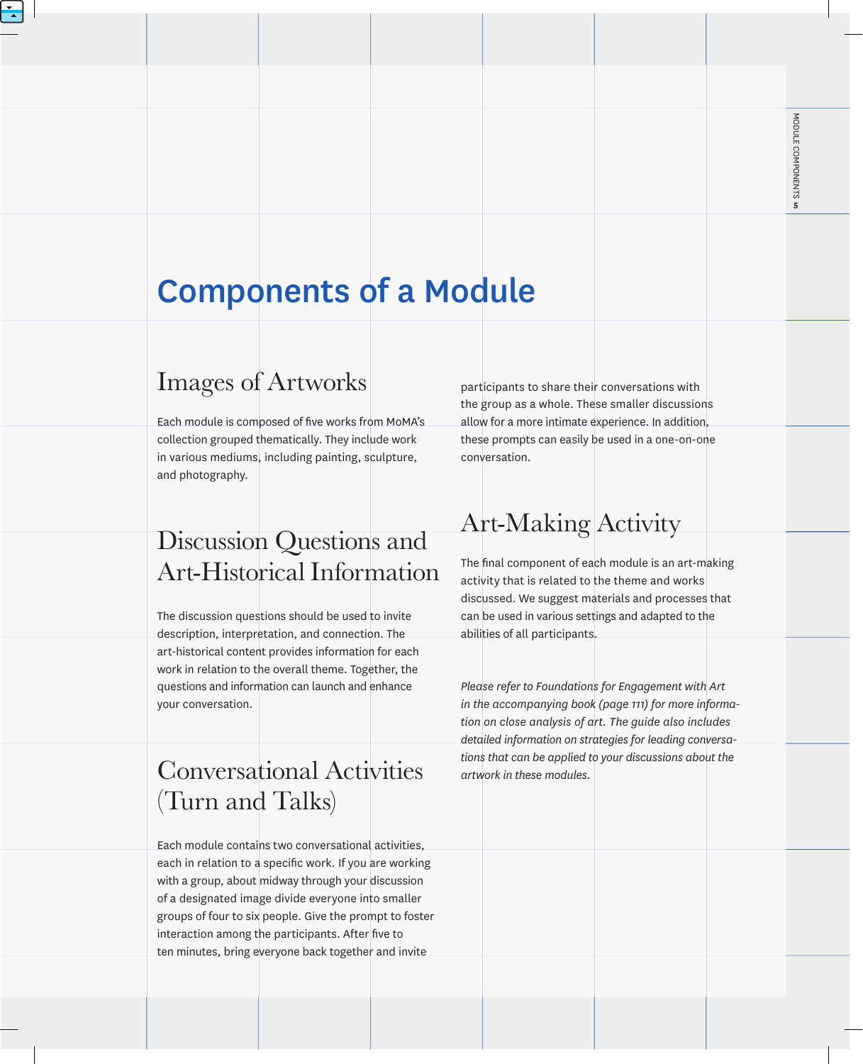# Components of a Module

## Images of Artworks

Each module is composed of five works from MoMA's collection grouped thematically. They include work in various mediums, including painting, sculpture, and photography.

## Discussion Questions and Art-Historical Information

The discussion questions should be used to invite description, interpretation, and connection. The art-historical content provides information for each work in relation to the overall theme. Together, the questions and information can launch and enhance your conversation.

## Conversational Activities (Turn and Talks)

Each module contains two conversational activities, each in relation to a specific work. If you are working with a group, about midway through your discussion of a designated image divide everyone into smaller groups of four to six people. Give the prompt to foster interaction among the participants. After five to ten minutes, bring everyone back together and invite participants to share their conversations with the group as a whole. These smaller discussions allow for a more intimate experience. In addition, these prompts can easily be used in a one-on-one conversation.

## Art-Making Activity

The final component of each module is an art-making activity that is related to the theme and works discussed. We suggest materials and processes that can be used in various settings and adapted to the abilities of all participants.

*Please refer to Foundations for Engagement with Art in the accompanying book (page 111) for more information on close analysis of art. The guide also includes detailed information on strategies for leading conversations that can be applied to your discussions about the artwork in these modules.*